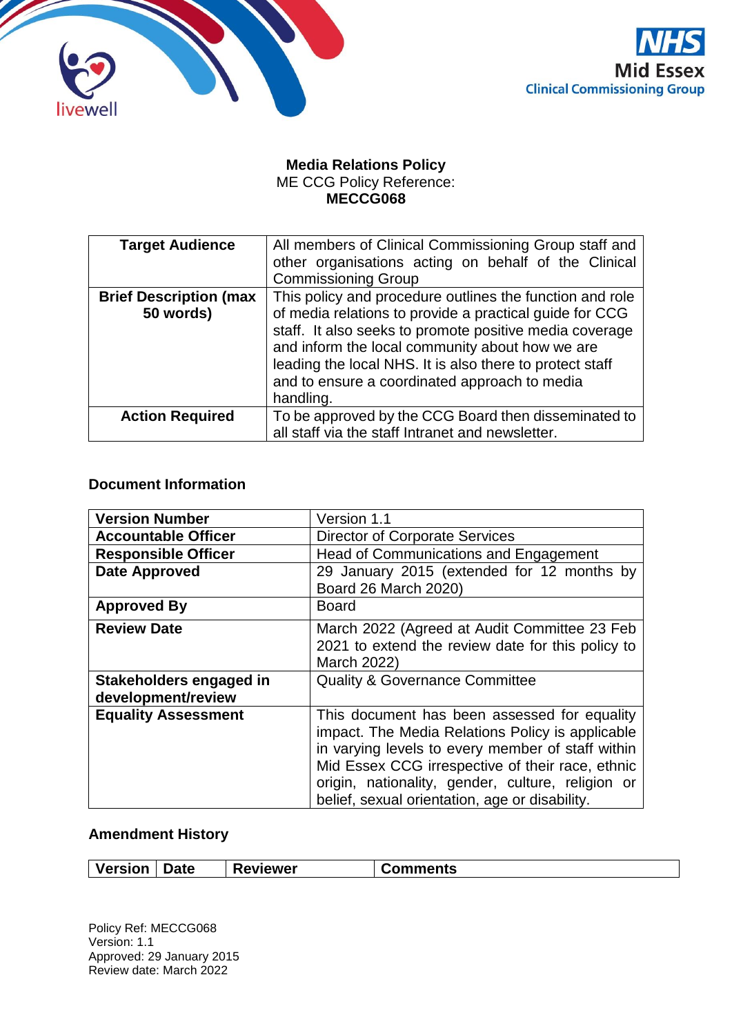**Media Relations Policy**
ME CCG Policy Reference:
**MECCG068**

| **Target Audience** | All members of Clinical Commissioning Group staff and other organisations acting on behalf of the Clinical Commissioning Group |
|---|---|
| **Brief Description (max 50 words)** | This policy and procedure outlines the function and role of media relations to provide a practical guide for CCG staff. It also seeks to promote positive media coverage and inform the local community about how we are leading the local NHS. It is also there to protect staff and to ensure a coordinated approach to media handling. |
| **Action Required** | To be approved by the CCG Board then disseminated to all staff via the staff Intranet and newsletter. |

## Document Information

| **Version Number** | Version 1.1 |
|---|---|
| **Accountable Officer** | Director of Corporate Services |
| **Responsible Officer** | Head of Communications and Engagement |
| **Date Approved** | 29 January 2015 (extended for 12 months by Board 26 March 2020) |
| **Approved By** | Board |
| **Review Date** | March 2022 (Agreed at Audit Committee 23 Feb 2021 to extend the review date for this policy to March 2022) |
| **Stakeholders engaged in development/review** | Quality & Governance Committee |
| **Equality Assessment** | This document has been assessed for equality impact. The Media Relations Policy is applicable in varying levels to every member of staff within Mid Essex CCG irrespective of their race, ethnic origin, nationality, gender, culture, religion or belief, sexual orientation, age or disability. |

## Amendment History

| Version | Date | Reviewer | Comments |
|---|---|---|---|

Policy Ref: MECCG068
Version: 1.1
Approved: 29 January 2015
Review date: March 2022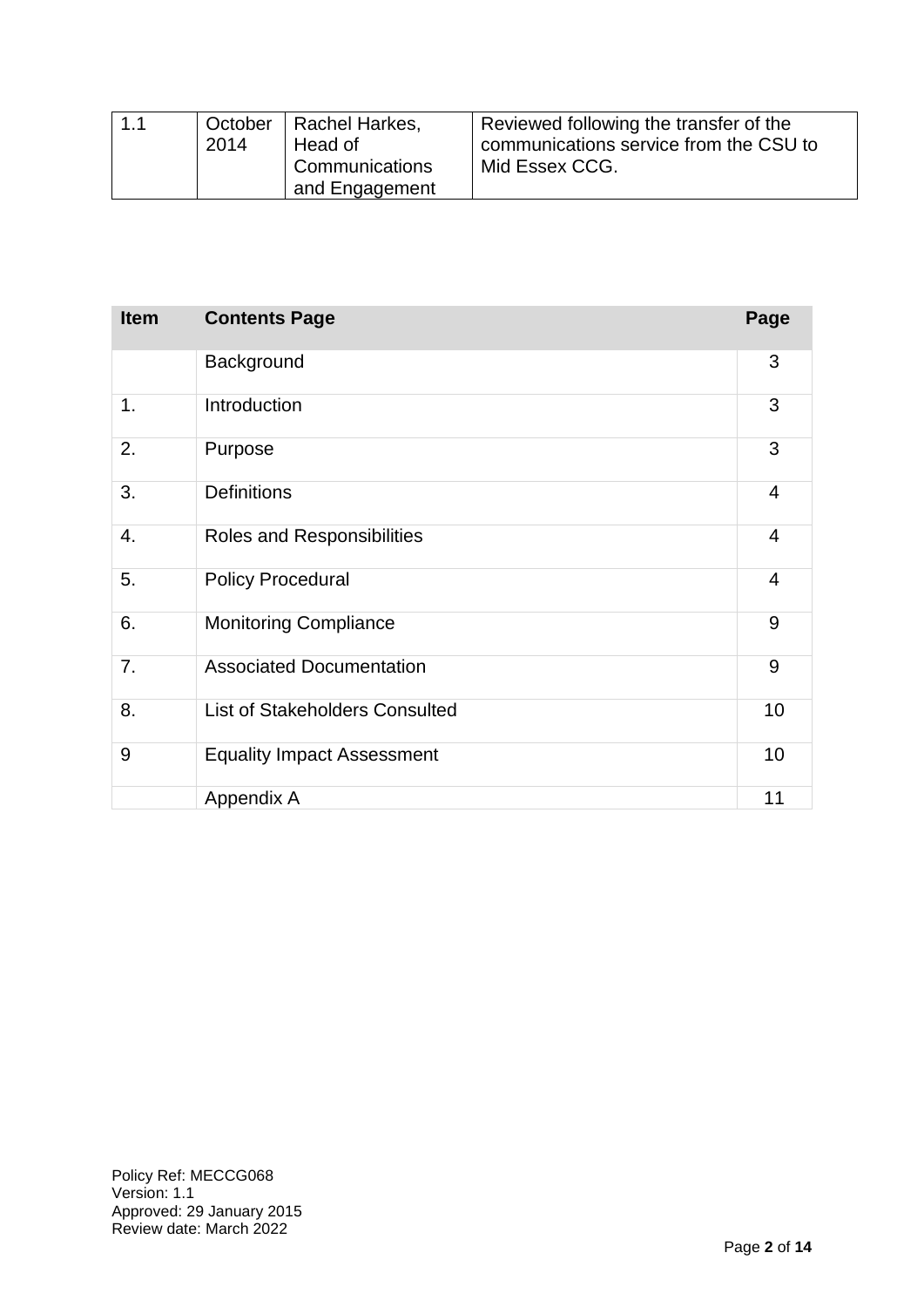| 1.1 | October 2014 | Rachel Harkes, Head of Communications and Engagement | Reviewed following the transfer of the communications service from the CSU to Mid Essex CCG. |
|---|---|---|---|

| Item | Contents Page | Page |
|---|---|---|
| | Background | 3 |
| 1. | Introduction | 3 |
| 2. | Purpose | 3 |
| 3. | Definitions | 4 |
| 4. | Roles and Responsibilities | 4 |
| 5. | Policy Procedural | 4 |
| 6. | Monitoring Compliance | 9 |
| 7. | Associated Documentation | 9 |
| 8. | List of Stakeholders Consulted | 10 |
| 9 | Equality Impact Assessment | 10 |
| | Appendix A | 11 |

Policy Ref: MECCG068
Version: 1.1
Approved: 29 January 2015
Review date: March 2022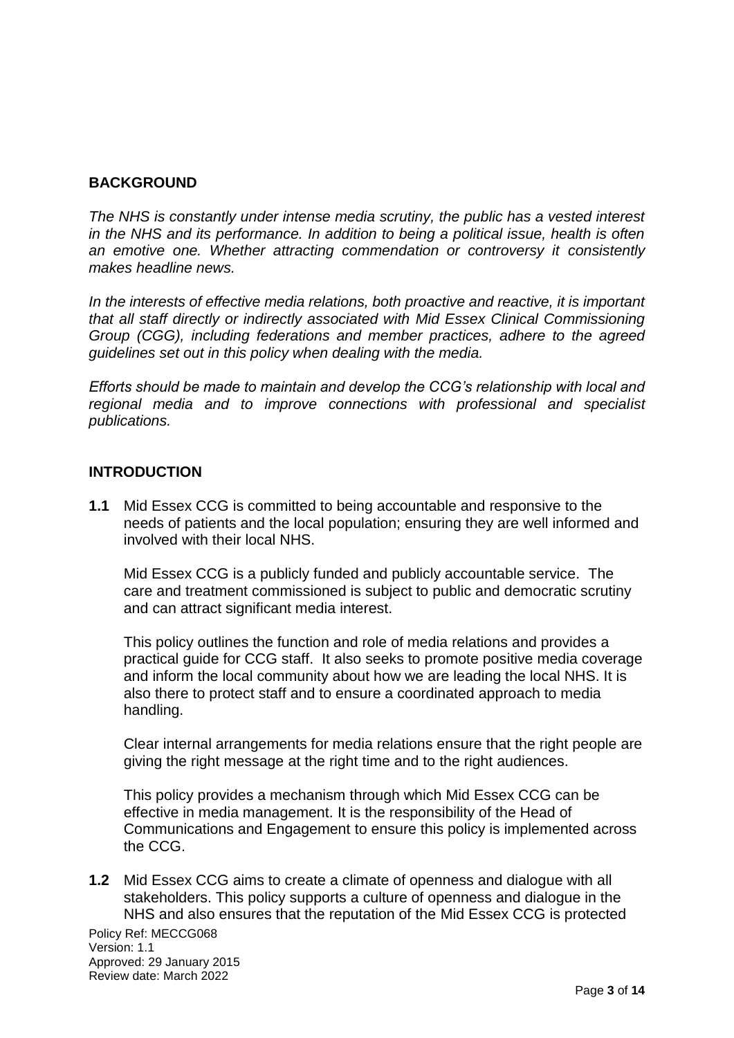## BACKGROUND

*The NHS is constantly under intense media scrutiny, the public has a vested interest in the NHS and its performance. In addition to being a political issue, health is often an emotive one. Whether attracting commendation or controversy it consistently makes headline news.*

*In the interests of effective media relations, both proactive and reactive, it is important that all staff directly or indirectly associated with Mid Essex Clinical Commissioning Group (CGG), including federations and member practices, adhere to the agreed guidelines set out in this policy when dealing with the media.*

*Efforts should be made to maintain and develop the CCG's relationship with local and regional media and to improve connections with professional and specialist publications.*

## INTRODUCTION

**1.1** Mid Essex CCG is committed to being accountable and responsive to the needs of patients and the local population; ensuring they are well informed and involved with their local NHS.

Mid Essex CCG is a publicly funded and publicly accountable service. The care and treatment commissioned is subject to public and democratic scrutiny and can attract significant media interest.

This policy outlines the function and role of media relations and provides a practical guide for CCG staff. It also seeks to promote positive media coverage and inform the local community about how we are leading the local NHS. It is also there to protect staff and to ensure a coordinated approach to media handling.

Clear internal arrangements for media relations ensure that the right people are giving the right message at the right time and to the right audiences.

This policy provides a mechanism through which Mid Essex CCG can be effective in media management. It is the responsibility of the Head of Communications and Engagement to ensure this policy is implemented across the CCG.

**1.2** Mid Essex CCG aims to create a climate of openness and dialogue with all stakeholders. This policy supports a culture of openness and dialogue in the NHS and also ensures that the reputation of the Mid Essex CCG is protected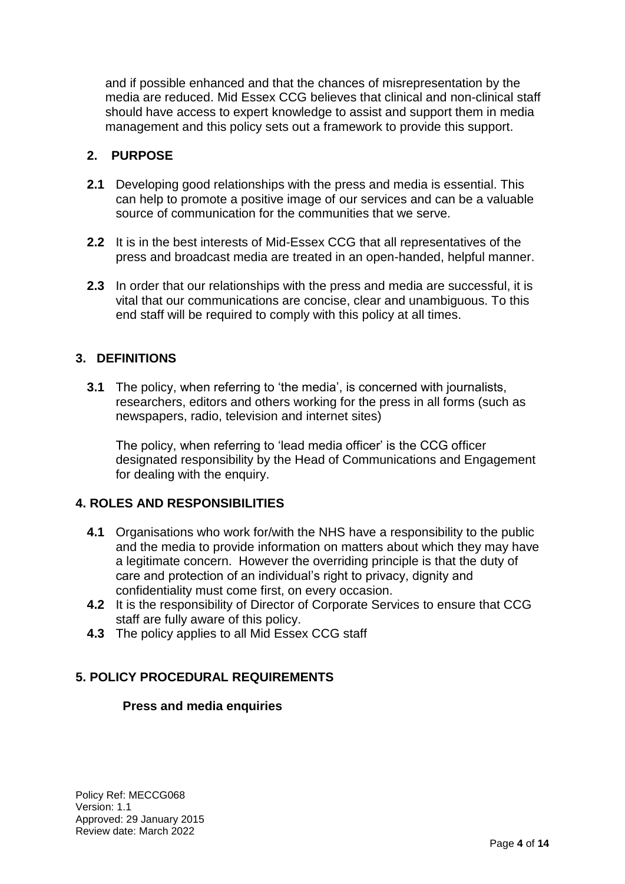and if possible enhanced and that the chances of misrepresentation by the media are reduced. Mid Essex CCG believes that clinical and non-clinical staff should have access to expert knowledge to assist and support them in media management and this policy sets out a framework to provide this support.

## 2. PURPOSE

**2.1** Developing good relationships with the press and media is essential. This can help to promote a positive image of our services and can be a valuable source of communication for the communities that we serve.

**2.2** It is in the best interests of Mid-Essex CCG that all representatives of the press and broadcast media are treated in an open-handed, helpful manner.

**2.3** In order that our relationships with the press and media are successful, it is vital that our communications are concise, clear and unambiguous. To this end staff will be required to comply with this policy at all times.

## 3. DEFINITIONS

**3.1** The policy, when referring to 'the media', is concerned with journalists, researchers, editors and others working for the press in all forms (such as newspapers, radio, television and internet sites)

The policy, when referring to 'lead media officer' is the CCG officer designated responsibility by the Head of Communications and Engagement for dealing with the enquiry.

## 4. ROLES AND RESPONSIBILITIES

**4.1** Organisations who work for/with the NHS have a responsibility to the public and the media to provide information on matters about which they may have a legitimate concern. However the overriding principle is that the duty of care and protection of an individual's right to privacy, dignity and confidentiality must come first, on every occasion.

**4.2** It is the responsibility of Director of Corporate Services to ensure that CCG staff are fully aware of this policy.

**4.3** The policy applies to all Mid Essex CCG staff

## 5. POLICY PROCEDURAL REQUIREMENTS

### Press and media enquiries

Policy Ref: MECCG068
Version: 1.1
Approved: 29 January 2015
Review date: March 2022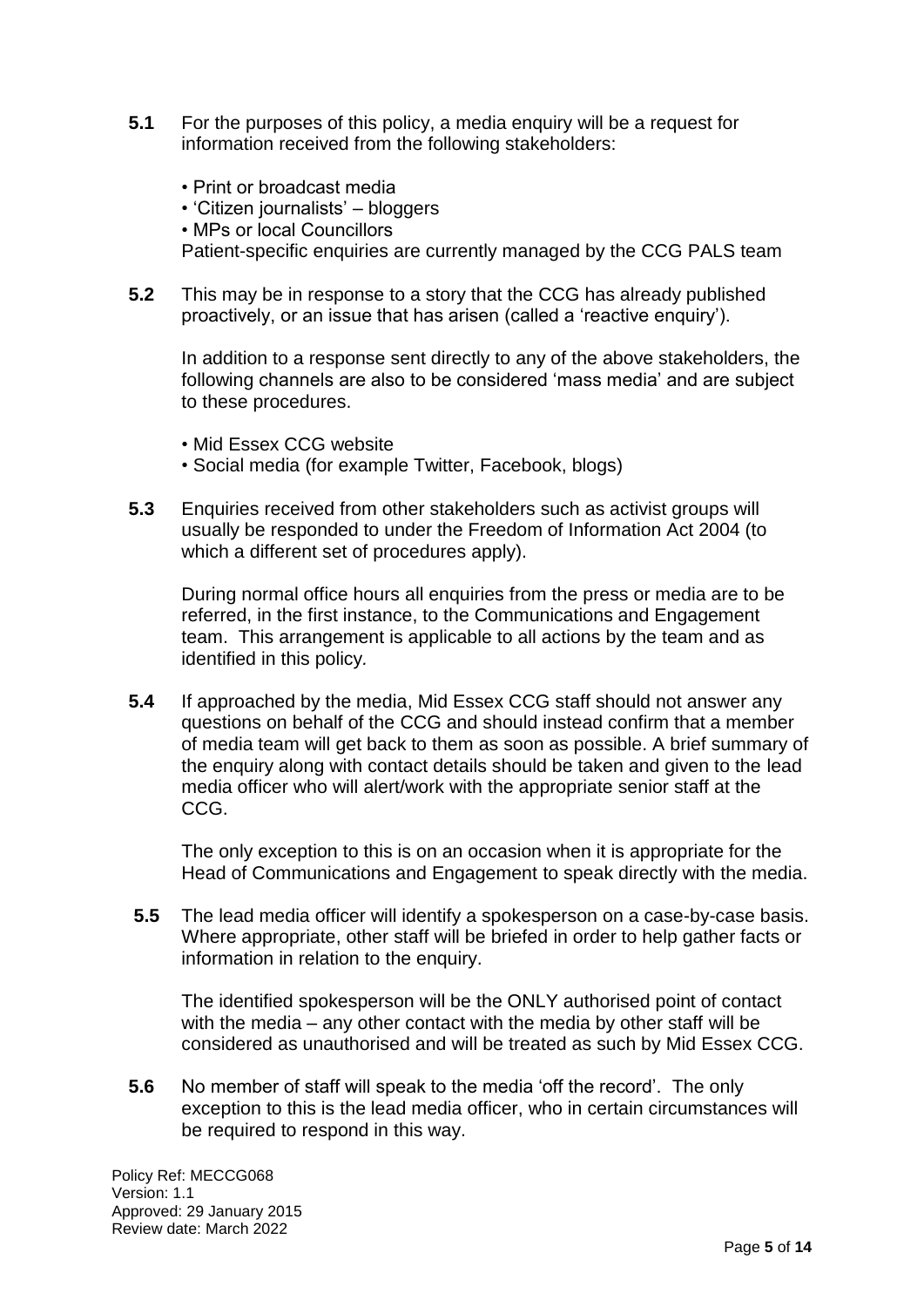**5.1** For the purposes of this policy, a media enquiry will be a request for information received from the following stakeholders:

- Print or broadcast media
- 'Citizen journalists' – bloggers
- MPs or local Councillors

Patient-specific enquiries are currently managed by the CCG PALS team

**5.2** This may be in response to a story that the CCG has already published proactively, or an issue that has arisen (called a 'reactive enquiry').

In addition to a response sent directly to any of the above stakeholders, the following channels are also to be considered 'mass media' and are subject to these procedures.

- Mid Essex CCG website
- Social media (for example Twitter, Facebook, blogs)

**5.3** Enquiries received from other stakeholders such as activist groups will usually be responded to under the Freedom of Information Act 2004 (to which a different set of procedures apply).

During normal office hours all enquiries from the press or media are to be referred, in the first instance, to the Communications and Engagement team. This arrangement is applicable to all actions by the team and as identified in this policy.

**5.4** If approached by the media, Mid Essex CCG staff should not answer any questions on behalf of the CCG and should instead confirm that a member of media team will get back to them as soon as possible. A brief summary of the enquiry along with contact details should be taken and given to the lead media officer who will alert/work with the appropriate senior staff at the CCG.

The only exception to this is on an occasion when it is appropriate for the Head of Communications and Engagement to speak directly with the media.

**5.5** The lead media officer will identify a spokesperson on a case-by-case basis. Where appropriate, other staff will be briefed in order to help gather facts or information in relation to the enquiry.

The identified spokesperson will be the ONLY authorised point of contact with the media – any other contact with the media by other staff will be considered as unauthorised and will be treated as such by Mid Essex CCG.

**5.6** No member of staff will speak to the media 'off the record'. The only exception to this is the lead media officer, who in certain circumstances will be required to respond in this way.

Policy Ref: MECCG068
Version: 1.1
Approved: 29 January 2015
Review date: March 2022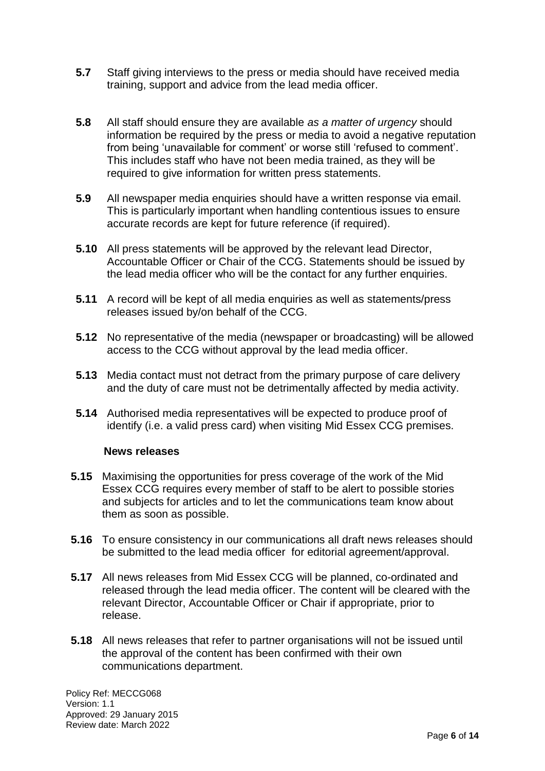**5.7** Staff giving interviews to the press or media should have received media training, support and advice from the lead media officer.

**5.8** All staff should ensure they are available *as a matter of urgency* should information be required by the press or media to avoid a negative reputation from being 'unavailable for comment' or worse still 'refused to comment'. This includes staff who have not been media trained, as they will be required to give information for written press statements.

**5.9** All newspaper media enquiries should have a written response via email. This is particularly important when handling contentious issues to ensure accurate records are kept for future reference (if required).

**5.10** All press statements will be approved by the relevant lead Director, Accountable Officer or Chair of the CCG. Statements should be issued by the lead media officer who will be the contact for any further enquiries.

**5.11** A record will be kept of all media enquiries as well as statements/press releases issued by/on behalf of the CCG.

**5.12** No representative of the media (newspaper or broadcasting) will be allowed access to the CCG without approval by the lead media officer.

**5.13** Media contact must not detract from the primary purpose of care delivery and the duty of care must not be detrimentally affected by media activity.

**5.14** Authorised media representatives will be expected to produce proof of identify (i.e. a valid press card) when visiting Mid Essex CCG premises.

**News releases**

**5.15** Maximising the opportunities for press coverage of the work of the Mid Essex CCG requires every member of staff to be alert to possible stories and subjects for articles and to let the communications team know about them as soon as possible.

**5.16** To ensure consistency in our communications all draft news releases should be submitted to the lead media officer for editorial agreement/approval.

**5.17** All news releases from Mid Essex CCG will be planned, co-ordinated and released through the lead media officer. The content will be cleared with the relevant Director, Accountable Officer or Chair if appropriate, prior to release.

**5.18** All news releases that refer to partner organisations will not be issued until the approval of the content has been confirmed with their own communications department.

Policy Ref: MECCG068
Version: 1.1
Approved: 29 January 2015
Review date: March 2022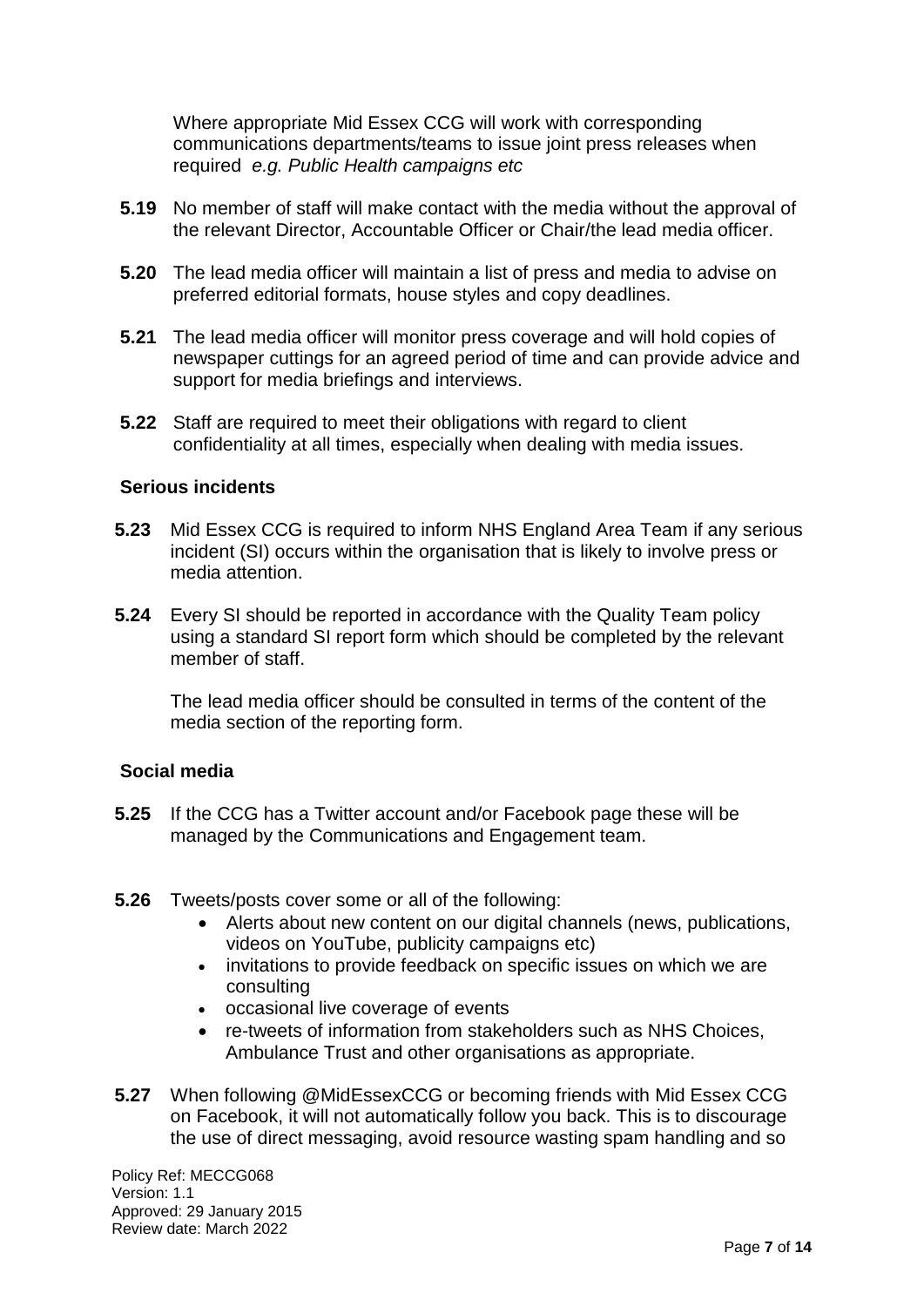Where appropriate Mid Essex CCG will work with corresponding communications departments/teams to issue joint press releases when required *e.g. Public Health campaigns etc*

**5.19** No member of staff will make contact with the media without the approval of the relevant Director, Accountable Officer or Chair/the lead media officer.

**5.20** The lead media officer will maintain a list of press and media to advise on preferred editorial formats, house styles and copy deadlines.

**5.21** The lead media officer will monitor press coverage and will hold copies of newspaper cuttings for an agreed period of time and can provide advice and support for media briefings and interviews.

**5.22** Staff are required to meet their obligations with regard to client confidentiality at all times, especially when dealing with media issues.

### Serious incidents

**5.23** Mid Essex CCG is required to inform NHS England Area Team if any serious incident (SI) occurs within the organisation that is likely to involve press or media attention.

**5.24** Every SI should be reported in accordance with the Quality Team policy using a standard SI report form which should be completed by the relevant member of staff.

The lead media officer should be consulted in terms of the content of the media section of the reporting form.

### Social media

**5.25** If the CCG has a Twitter account and/or Facebook page these will be managed by the Communications and Engagement team.

**5.26** Tweets/posts cover some or all of the following:

- Alerts about new content on our digital channels (news, publications, videos on YouTube, publicity campaigns etc)
- invitations to provide feedback on specific issues on which we are consulting
- occasional live coverage of events
- re-tweets of information from stakeholders such as NHS Choices, Ambulance Trust and other organisations as appropriate.

**5.27** When following @MidEssexCCG or becoming friends with Mid Essex CCG on Facebook, it will not automatically follow you back. This is to discourage the use of direct messaging, avoid resource wasting spam handling and so

Policy Ref: MECCG068
Version: 1.1
Approved: 29 January 2015
Review date: March 2022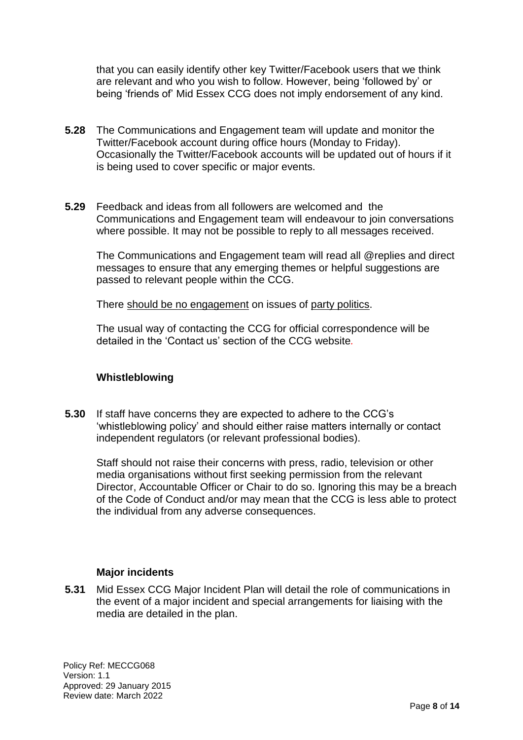that you can easily identify other key Twitter/Facebook users that we think are relevant and who you wish to follow. However, being 'followed by' or being 'friends of' Mid Essex CCG does not imply endorsement of any kind.

**5.28** The Communications and Engagement team will update and monitor the Twitter/Facebook account during office hours (Monday to Friday). Occasionally the Twitter/Facebook accounts will be updated out of hours if it is being used to cover specific or major events.

**5.29** Feedback and ideas from all followers are welcomed and the Communications and Engagement team will endeavour to join conversations where possible. It may not be possible to reply to all messages received.

The Communications and Engagement team will read all @replies and direct messages to ensure that any emerging themes or helpful suggestions are passed to relevant people within the CCG.

There should be no engagement on issues of party politics.

The usual way of contacting the CCG for official correspondence will be detailed in the 'Contact us' section of the CCG website.

### Whistleblowing

**5.30** If staff have concerns they are expected to adhere to the CCG's 'whistleblowing policy' and should either raise matters internally or contact independent regulators (or relevant professional bodies).

Staff should not raise their concerns with press, radio, television or other media organisations without first seeking permission from the relevant Director, Accountable Officer or Chair to do so. Ignoring this may be a breach of the Code of Conduct and/or may mean that the CCG is less able to protect the individual from any adverse consequences.

### Major incidents

**5.31** Mid Essex CCG Major Incident Plan will detail the role of communications in the event of a major incident and special arrangements for liaising with the media are detailed in the plan.

Policy Ref: MECCG068
Version: 1.1
Approved: 29 January 2015
Review date: March 2022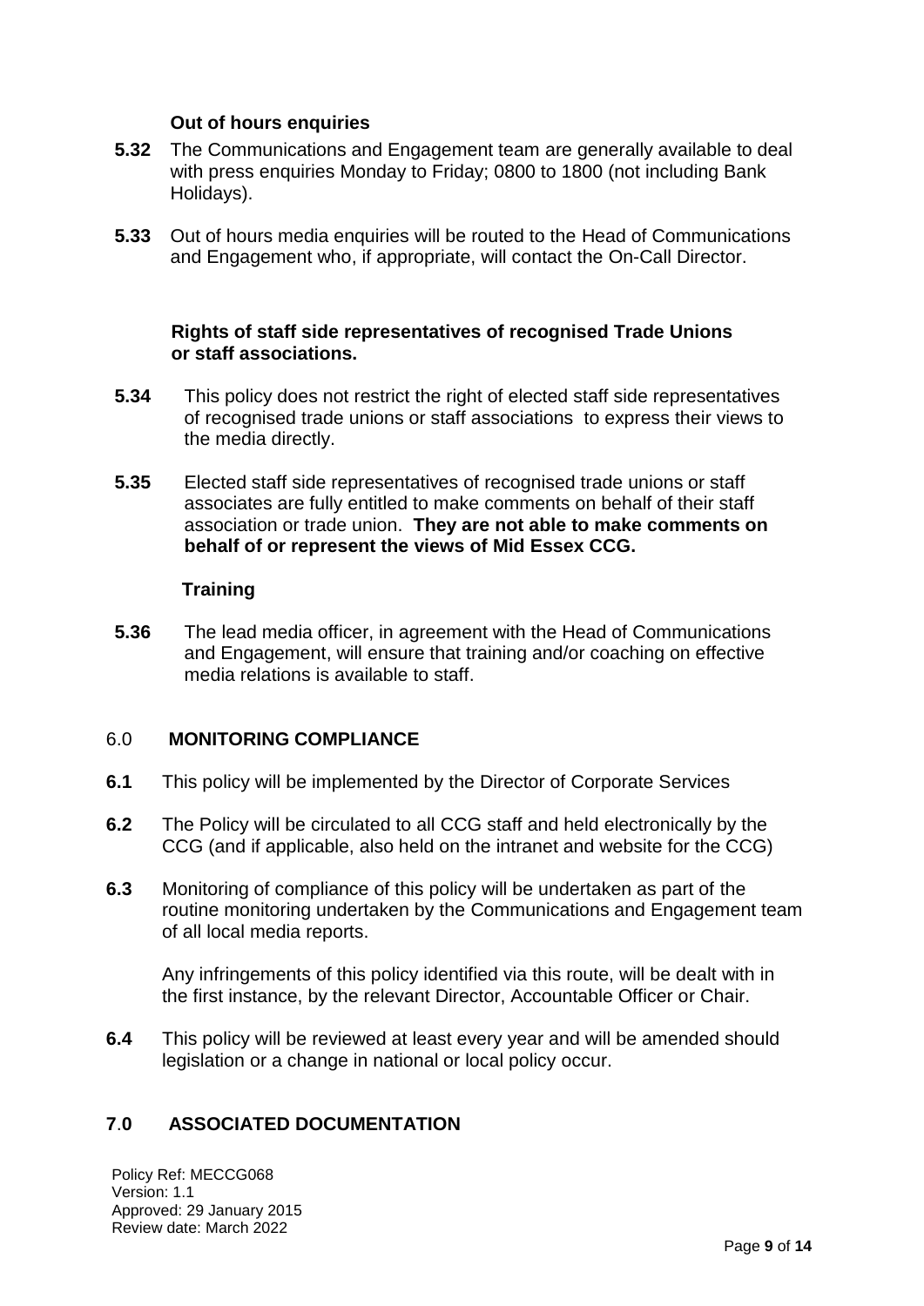**Out of hours enquiries**

**5.32** The Communications and Engagement team are generally available to deal with press enquiries Monday to Friday; 0800 to 1800 (not including Bank Holidays).

**5.33** Out of hours media enquiries will be routed to the Head of Communications and Engagement who, if appropriate, will contact the On-Call Director.

**Rights of staff side representatives of recognised Trade Unions or staff associations.**

**5.34** This policy does not restrict the right of elected staff side representatives of recognised trade unions or staff associations to express their views to the media directly.

**5.35** Elected staff side representatives of recognised trade unions or staff associates are fully entitled to make comments on behalf of their staff association or trade union. **They are not able to make comments on behalf of or represent the views of Mid Essex CCG.**

**Training**

**5.36** The lead media officer, in agreement with the Head of Communications and Engagement, will ensure that training and/or coaching on effective media relations is available to staff.

## 6.0 MONITORING COMPLIANCE

**6.1** This policy will be implemented by the Director of Corporate Services

**6.2** The Policy will be circulated to all CCG staff and held electronically by the CCG (and if applicable, also held on the intranet and website for the CCG)

**6.3** Monitoring of compliance of this policy will be undertaken as part of the routine monitoring undertaken by the Communications and Engagement team of all local media reports.

Any infringements of this policy identified via this route, will be dealt with in the first instance, by the relevant Director, Accountable Officer or Chair.

**6.4** This policy will be reviewed at least every year and will be amended should legislation or a change in national or local policy occur.

## 7.0 ASSOCIATED DOCUMENTATION

Policy Ref: MECCG068
Version: 1.1
Approved: 29 January 2015
Review date: March 2022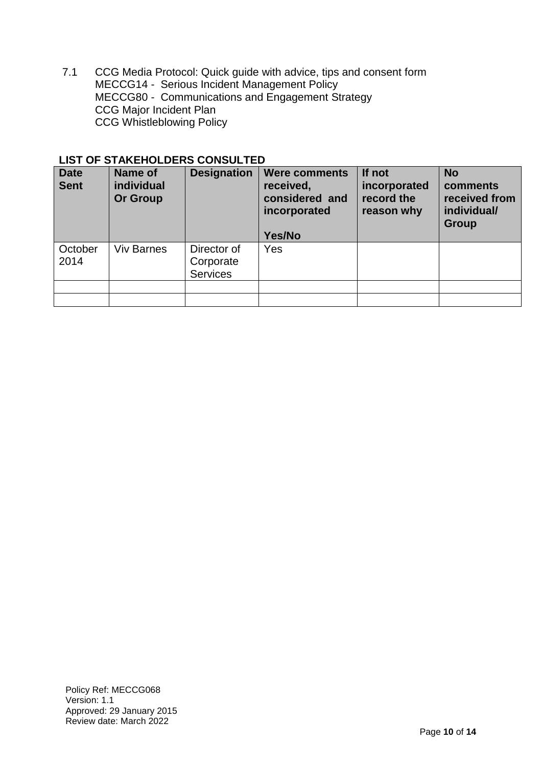7.1 CCG Media Protocol: Quick guide with advice, tips and consent form
MECCG14 - Serious Incident Management Policy
MECCG80 - Communications and Engagement Strategy
CCG Major Incident Plan
CCG Whistleblowing Policy

**LIST OF STAKEHOLDERS CONSULTED**

| Date Sent | Name of individual Or Group | Designation | Were comments received, considered and incorporated Yes/No | If not incorporated record the reason why | No comments received from individual/ Group |
|---|---|---|---|---|---|
| October 2014 | Viv Barnes | Director of Corporate Services | Yes | | |
| | | | | | |
| | | | | | |

Policy Ref: MECCG068
Version: 1.1
Approved: 29 January 2015
Review date: March 2022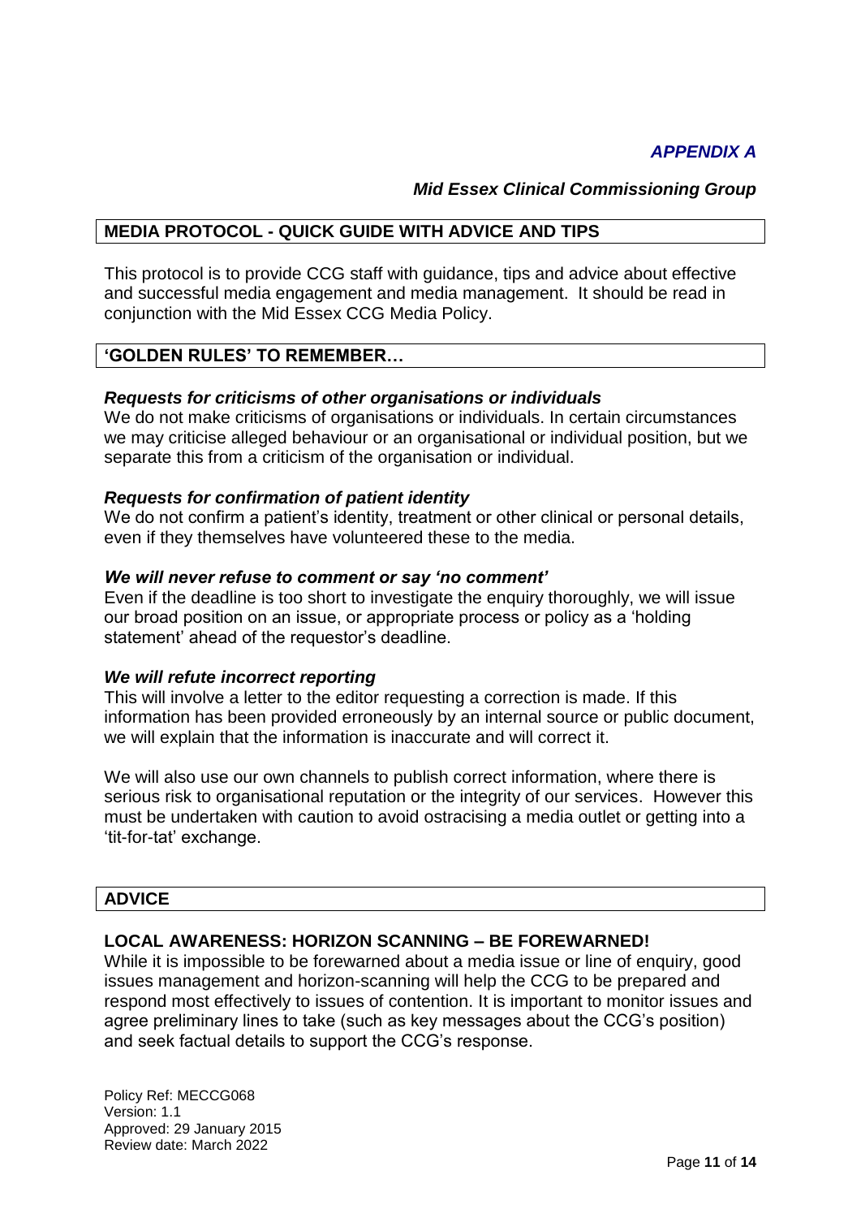*APPENDIX A*

*Mid Essex Clinical Commissioning Group*

## MEDIA PROTOCOL - QUICK GUIDE WITH ADVICE AND TIPS

This protocol is to provide CCG staff with guidance, tips and advice about effective and successful media engagement and media management. It should be read in conjunction with the Mid Essex CCG Media Policy.

## 'GOLDEN RULES' TO REMEMBER…

***Requests for criticisms of other organisations or individuals***

We do not make criticisms of organisations or individuals. In certain circumstances we may criticise alleged behaviour or an organisational or individual position, but we separate this from a criticism of the organisation or individual.

***Requests for confirmation of patient identity***

We do not confirm a patient's identity, treatment or other clinical or personal details, even if they themselves have volunteered these to the media.

***We will never refuse to comment or say 'no comment'***

Even if the deadline is too short to investigate the enquiry thoroughly, we will issue our broad position on an issue, or appropriate process or policy as a 'holding statement' ahead of the requestor's deadline.

***We will refute incorrect reporting***

This will involve a letter to the editor requesting a correction is made. If this information has been provided erroneously by an internal source or public document, we will explain that the information is inaccurate and will correct it.

We will also use our own channels to publish correct information, where there is serious risk to organisational reputation or the integrity of our services. However this must be undertaken with caution to avoid ostracising a media outlet or getting into a 'tit-for-tat' exchange.

## ADVICE

### LOCAL AWARENESS: HORIZON SCANNING – BE FOREWARNED!

While it is impossible to be forewarned about a media issue or line of enquiry, good issues management and horizon-scanning will help the CCG to be prepared and respond most effectively to issues of contention. It is important to monitor issues and agree preliminary lines to take (such as key messages about the CCG's position) and seek factual details to support the CCG's response.

Policy Ref: MECCG068
Version: 1.1
Approved: 29 January 2015
Review date: March 2022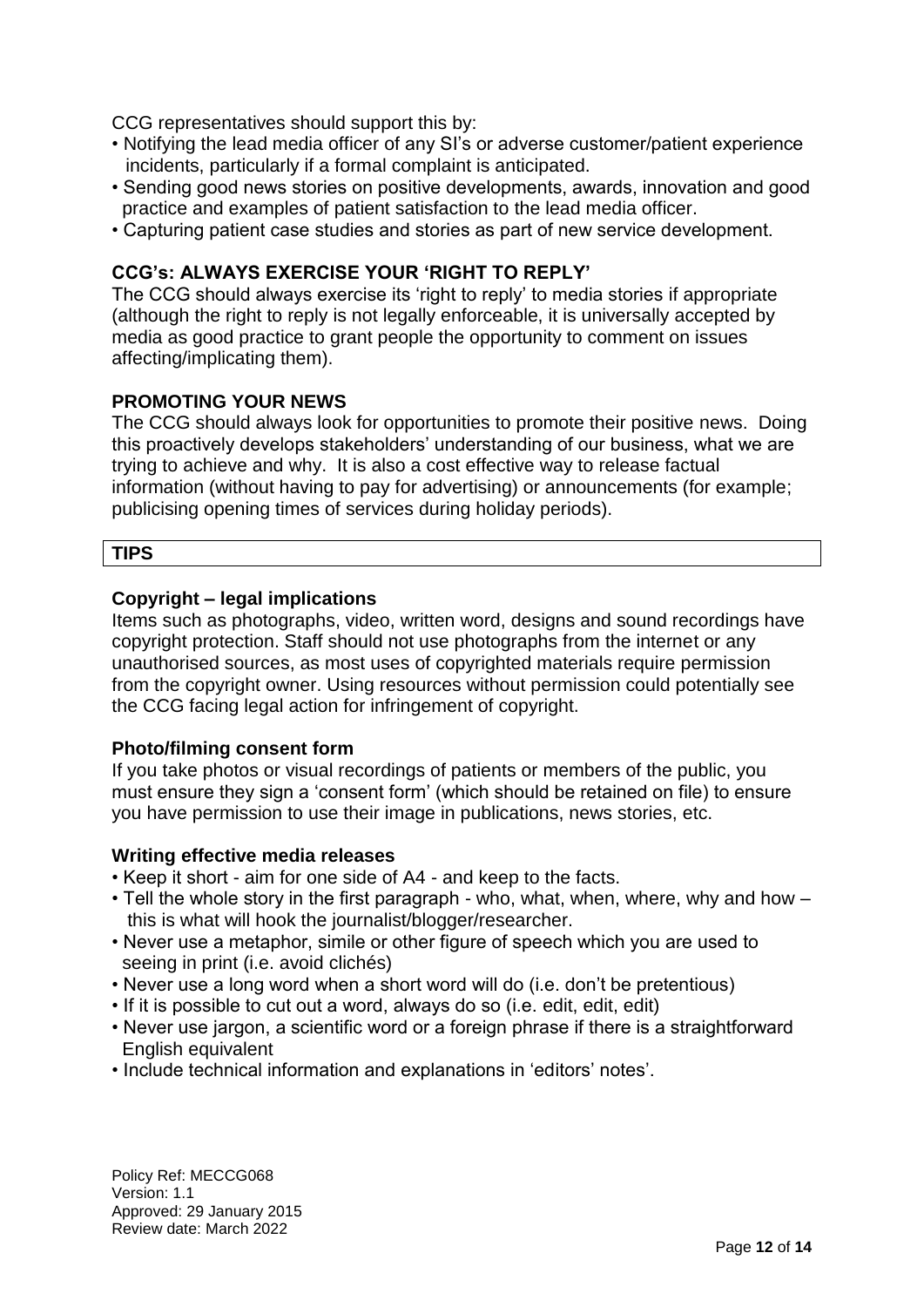CCG representatives should support this by:

- Notifying the lead media officer of any SI's or adverse customer/patient experience incidents, particularly if a formal complaint is anticipated.
- Sending good news stories on positive developments, awards, innovation and good practice and examples of patient satisfaction to the lead media officer.
- Capturing patient case studies and stories as part of new service development.

**CCG's: ALWAYS EXERCISE YOUR 'RIGHT TO REPLY'**

The CCG should always exercise its 'right to reply' to media stories if appropriate (although the right to reply is not legally enforceable, it is universally accepted by media as good practice to grant people the opportunity to comment on issues affecting/implicating them).

**PROMOTING YOUR NEWS**

The CCG should always look for opportunities to promote their positive news. Doing this proactively develops stakeholders' understanding of our business, what we are trying to achieve and why. It is also a cost effective way to release factual information (without having to pay for advertising) or announcements (for example; publicising opening times of services during holiday periods).

| **TIPS** |
| --- |

**Copyright – legal implications**

Items such as photographs, video, written word, designs and sound recordings have copyright protection. Staff should not use photographs from the internet or any unauthorised sources, as most uses of copyrighted materials require permission from the copyright owner. Using resources without permission could potentially see the CCG facing legal action for infringement of copyright.

**Photo/filming consent form**

If you take photos or visual recordings of patients or members of the public, you must ensure they sign a 'consent form' (which should be retained on file) to ensure you have permission to use their image in publications, news stories, etc.

**Writing effective media releases**

- Keep it short - aim for one side of A4 - and keep to the facts.
- Tell the whole story in the first paragraph - who, what, when, where, why and how – this is what will hook the journalist/blogger/researcher.
- Never use a metaphor, simile or other figure of speech which you are used to seeing in print (i.e. avoid clichés)
- Never use a long word when a short word will do (i.e. don't be pretentious)
- If it is possible to cut out a word, always do so (i.e. edit, edit, edit)
- Never use jargon, a scientific word or a foreign phrase if there is a straightforward English equivalent
- Include technical information and explanations in 'editors' notes'.

Policy Ref: MECCG068
Version: 1.1
Approved: 29 January 2015
Review date: March 2022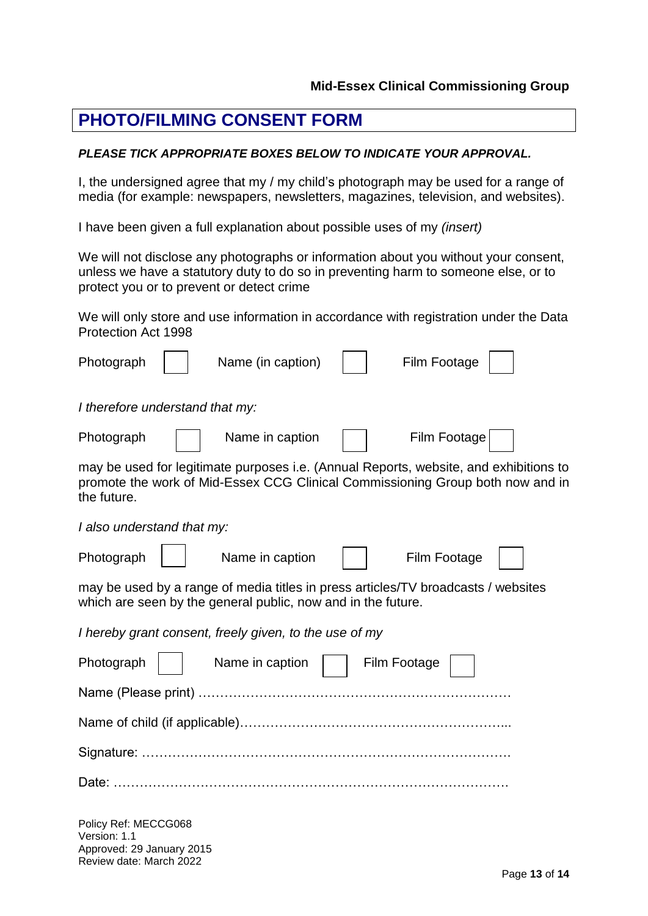**Mid-Essex Clinical Commissioning Group**

# PHOTO/FILMING CONSENT FORM

***PLEASE TICK APPROPRIATE BOXES BELOW TO INDICATE YOUR APPROVAL.***

I, the undersigned agree that my / my child's photograph may be used for a range of media (for example: newspapers, newsletters, magazines, television, and websites).

I have been given a full explanation about possible uses of my *(insert)*

We will not disclose any photographs or information about you without your consent, unless we have a statutory duty to do so in preventing harm to someone else, or to protect you or to prevent or detect crime

We will only store and use information in accordance with registration under the Data Protection Act 1998

Photograph ☐ Name (in caption) ☐ Film Footage ☐

*I therefore understand that my:*

Photograph ☐ Name in caption ☐ Film Footage ☐

may be used for legitimate purposes i.e. (Annual Reports, website, and exhibitions to promote the work of Mid-Essex CCG Clinical Commissioning Group both now and in the future.

*I also understand that my:*

Photograph ☐ Name in caption ☐ Film Footage ☐

may be used by a range of media titles in press articles/TV broadcasts / websites which are seen by the general public, now and in the future.

*I hereby grant consent, freely given, to the use of my*

Photograph ☐ Name in caption ☐ Film Footage ☐

Name (Please print) ………………………………………………………………

Name of child (if applicable)……………………………………………………...

Signature: …………………………………………………………………………

Date: ………………………………………………………………………………

Policy Ref: MECCG068
Version: 1.1
Approved: 29 January 2015
Review date: March 2022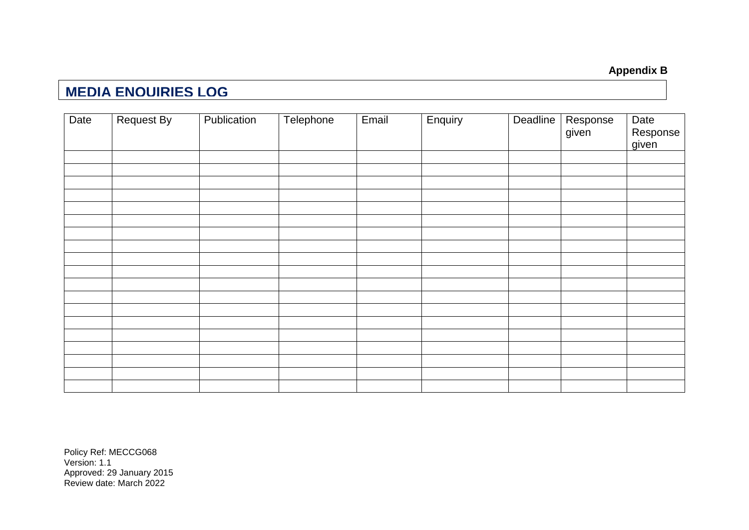**Appendix B**

# MEDIA ENQUIRIES LOG

| Date | Request By | Publication | Telephone | Email | Enquiry | Deadline | Response given | Date Response given |
|---|---|---|---|---|---|---|---|---|
| | | | | | | | | |
| | | | | | | | | |
| | | | | | | | | |
| | | | | | | | | |
| | | | | | | | | |
| | | | | | | | | |
| | | | | | | | | |
| | | | | | | | | |
| | | | | | | | | |
| | | | | | | | | |
| | | | | | | | | |
| | | | | | | | | |
| | | | | | | | | |
| | | | | | | | | |
| | | | | | | | | |
| | | | | | | | | |
| | | | | | | | | |
| | | | | | | | | |
| | | | | | | | | |

Policy Ref: MECCG068
Version: 1.1
Approved: 29 January 2015
Review date: March 2022